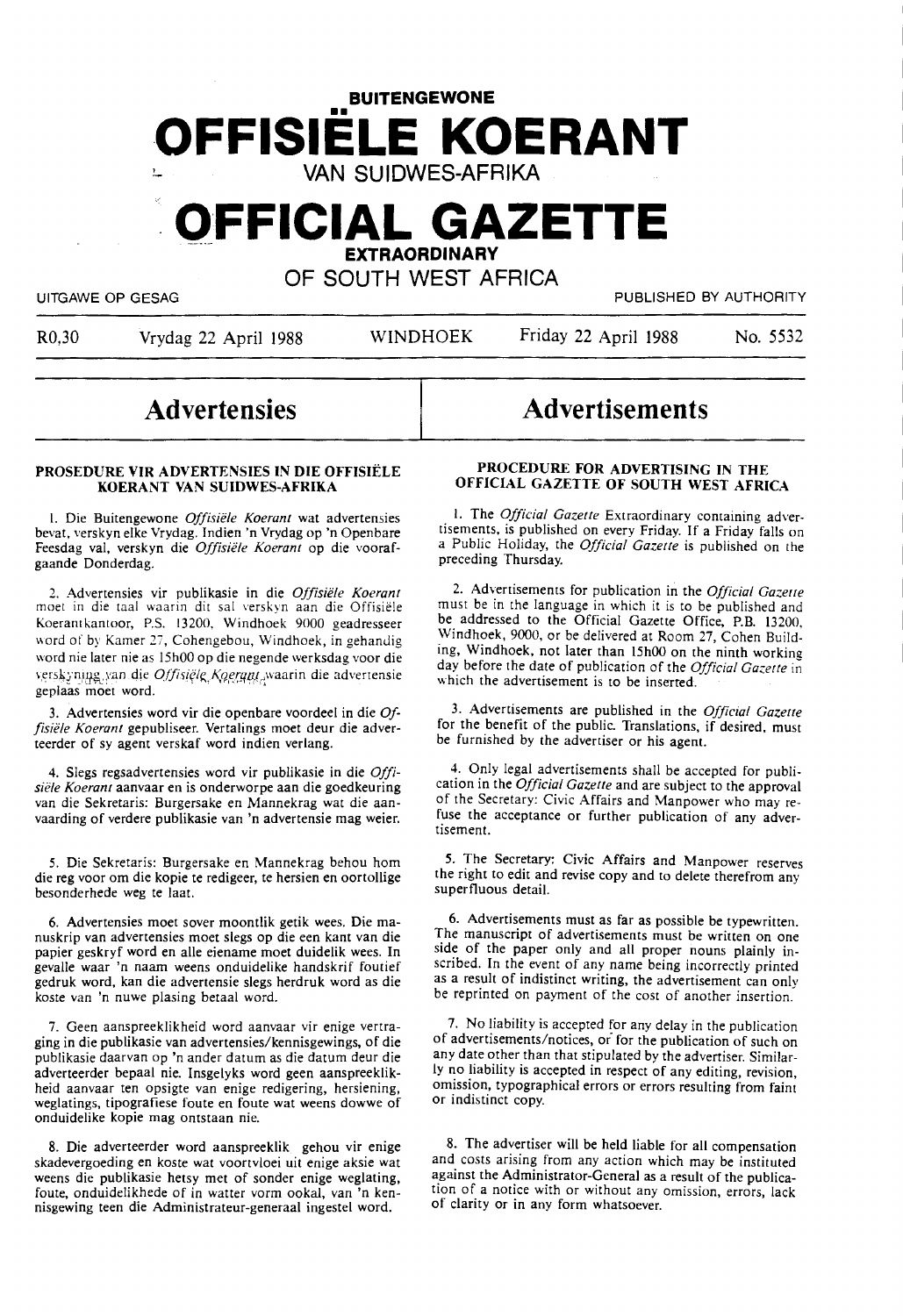# BUITENGEWONE OFFISIËLE KOERANT VAN SUIDWES-AFRIKA

# OFFICIAL GAZETTE EXTRAORDINARY OF SOUTH WEST AFRICA

UITGAWE OP GESAG — PUBLISHED BY AUTHORITY

R0,30 — Vrydag 22 April 1988 — WINDHOEK — Friday 22 April 1988 — No. 5532

## Advertensies

### PROSEDURE VIR ADVERTENSIES IN DIE OFFISIËLE KOERANT VAN SUIDWES-AFRIKA

1. Die Buitengewone *Offisiële Koerant* wat advertensies bevat, verskyn elke Vrydag. Indien 'n Vrydag op 'n Openbare Feesdag val, verskyn die *Offisiële Koerant* op die voorafgaande Donderdag.

2. Advertensies vir publikasie in die *Offisiële Koerant* moet in die taal waarin dit sal verskyn aan die Offisiële Koerantkantoor, P.S. 13200, Windhoek 9000 geadresseer word of by Kamer 27, Cohengebou, Windhoek, in gehandig word nie later nie as 15h00 op die negende werksdag voor die verskyning van die *Offisiële Koerant* waarin die advertensie geplaas moet word.

3. Advertensies word vir die openbare voordeel in die *Offisiële Koerant* gepubliseer. Vertalings moet deur die adverteerder of sy agent verskaf word indien verlang.

4. Slegs regsadvertensies word vir publikasie in die *Offisiële Koerant* aanvaar en is onderworpe aan die goedkeuring van die Sekretaris: Burgersake en Mannekrag wat die aanvaarding of verdere publikasie van 'n advertensie mag weier.

5. Die Sekretaris: Burgersake en Mannekrag behou hom die reg voor om die kopie te redigeer, te hersien en oortollige besonderhede weg te laat.

6. Advertensies moet sover moontlik getik wees. Die manuskrip van advertensies moet slegs op die een kant van die papier geskryf word en alle eiename moet duidelik wees. In gevalle waar 'n naam weens onduidelike handskrif foutief gedruk word, kan die advertensie slegs herdruk word as die koste van 'n nuwe plasing betaal word.

7. Geen aanspreeklikheid word aanvaar vir enige vertraging in die publikasie van advertensies/kennisgewings, of die publikasie daarvan op 'n ander datum as die datum deur die adverteerder bepaal nie. Insgelyks word geen aanspreeklikheid aanvaar ten opsigte van enige redigering, hersiening, weglatings, tipografiese foute en foute wat weens dowwe of onduidelike kopie mag ontstaan nie.

8. Die adverteerder word aanspreeklik gehou vir enige skadevergoeding en koste wat voortvloei uit enige aksie wat weens die publikasie hetsy met of sonder enige weglating, foute, onduidelikhede of in watter vorm ookal, van 'n kennisgewing teen die Administrateur-generaal ingestel word.

## Advertisements

### PROCEDURE FOR ADVERTISING IN THE OFFICIAL GAZETTE OF SOUTH WEST AFRICA

1. The *Official Gazette* Extraordinary containing advertisements, is published on every Friday. If a Friday falls on a Public Holiday, the *Official Gazette* is published on the preceding Thursday.

2. Advertisements for publication in the *Official Gazette* must be in the language in which it is to be published and be addressed to the Official Gazette Office, P.B. 13200, Windhoek, 9000, or be delivered at Room 27, Cohen Building, Windhoek, not later than 15h00 on the ninth working day before the date of publication of the *Official Gazette* in which the advertisement is to be inserted.

3. Advertisements are published in the *Official Gazette* for the benefit of the public. Translations, if desired, must be furnished by the advertiser or his agent.

4. Only legal advertisements shall be accepted for publication in the *Official Gazette* and are subject to the approval of the Secretary: Civic Affairs and Manpower who may refuse the acceptance or further publication of any advertisement.

5. The Secretary: Civic Affairs and Manpower reserves the right to edit and revise copy and to delete therefrom any superfluous detail.

6. Advertisements must as far as possible be typewritten. The manuscript of advertisements must be written on one side of the paper only and all proper nouns plainly inscribed. In the event of any name being incorrectly printed as a result of indistinct writing, the advertisement can only be reprinted on payment of the cost of another insertion.

7. No liability is accepted for any delay in the publication of advertisements/notices, or for the publication of such on any date other than that stipulated by the advertiser. Similarly no liability is accepted in respect of any editing, revision, omission, typographical errors or errors resulting from faint or indistinct copy.

8. The advertiser will be held liable for all compensation and costs arising from any action which may be instituted against the Administrator-General as a result of the publication of a notice with or without any omission, errors, lack of clarity or in any form whatsoever.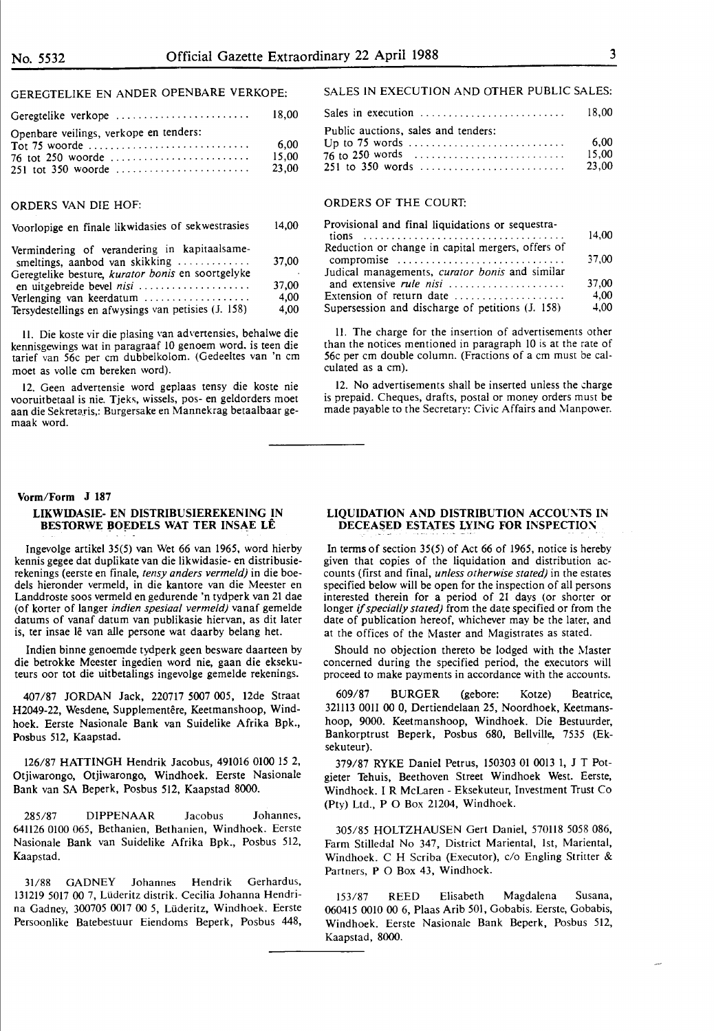GEREGTELIKE EN ANDER OPENBARE VERKOPE:

| | |
|---|---|
| Geregtelike verkope | 18,00 |
| Openbare veilings, verkope en tenders: | |
| Tot 75 woorde | 6,00 |
| 76 tot 250 woorde | 15,00 |
| 251 tot 350 woorde | 23,00 |

ORDERS VAN DIE HOF:

| | |
|---|---|
| Voorlopige en finale likwidasies of sekwestrasies | 14,00 |
| Vermindering of verandering in kapitaalsamesmeltings, aanbod van skikking | 37,00 |
| Geregtelike besture, *kurator bonis* en soortgelyke en uitgebreide bevel *nisi* | 37,00 |
| Verlenging van keerdatum | 4,00 |
| Tersydestellings en afwysings van petisies (J. 158) | 4,00 |

11. Die koste vir die plasing van advertensies, behalwe die kennisgewings wat in paragraaf 10 genoem word, is teen die tarief van 56c per cm dubbelkolom. (Gedeeltes van 'n cm moet as volle cm bereken word).

12. Geen advertensie word geplaas tensy die koste nie vooruitbetaal is nie. Tjeks, wissels, pos- en geldorders moet aan die Sekretaris,: Burgersake en Mannekrag betaalbaar gemaak word.

SALES IN EXECUTION AND OTHER PUBLIC SALES:

| | |
|---|---|
| Sales in execution | 18,00 |
| Public auctions, sales and tenders: | |
| Up to 75 words | 6,00 |
| 76 to 250 words | 15,00 |
| 251 to 350 words | 23,00 |

ORDERS OF THE COURT:

| | |
|---|---|
| Provisional and final liquidations or sequestrations | 14,00 |
| Reduction or change in capital mergers, offers of compromise | 37,00 |
| Judicial managements, *curator bonis* and similar and extensive *rule nisi* | 37,00 |
| Extension of return date | 4,00 |
| Supersession and discharge of petitions (J. 158) | 4,00 |

11. The charge for the insertion of advertisements other than the notices mentioned in paragraph 10 is at the rate of 56c per cm double column. (Fractions of a cm must be calculated as a cm).

12. No advertisements shall be inserted unless the charge is prepaid. Cheques, drafts, postal or money orders must be made payable to the Secretary: Civic Affairs and Manpower.

---

**Vorm/Form J 187**

## LIKWIDASIE- EN DISTRIBUSIEREKENING IN BESTORWE BOEDELS WAT TER INSAE LÊ

Ingevolge artikel 35(5) van Wet 66 van 1965, word hierby kennis gegee dat duplikate van die likwidasie- en distribusierekenings (eerste en finale, *tensy anders vermeld)* in die boedels hieronder vermeld, in die kantore van die Meester en Landdroste soos vermeld en gedurende 'n tydperk van 21 dae (of korter of langer *indien spesiaal vermeld)* vanaf gemelde datums of vanaf datum van publikasie hiervan, as dit later is, ter insae lê van alle persone wat daarby belang het.

Indien binne genoemde tydperk geen besware daarteen by die betrokke Meester ingedien word nie, gaan die eksekuteurs oor tot die uitbetalings ingevolge gemelde rekenings.

407/87 JORDAN Jack, 220717 5007 005, 12de Straat H2049-22, Wesdene, Supplementêre, Keetmanshoop, Windhoek. Eerste Nasionale Bank van Suidelike Afrika Bpk., Posbus 512, Kaapstad.

126/87 HATTINGH Hendrik Jacobus, 491016 0100 15 2, Otjiwarongo, Otjiwarongo, Windhoek. Eerste Nasionale Bank van SA Beperk, Posbus 512, Kaapstad 8000.

285/87 DIPPENAAR Jacobus Johannes, 641126 0100 065, Bethanien, Bethanien, Windhoek. Eerste Nasionale Bank van Suidelike Afrika Bpk., Posbus 512, Kaapstad.

31/88 GADNEY Johannes Hendrik Gerhardus, 131219 5017 00 7, Lüderitz distrik. Cecilia Johanna Hendrina Gadney, 300705 0017 00 5, Lüderitz, Windhoek. Eerste Persoonlike Batebestuur Eiendoms Beperk, Posbus 448,

## LIQUIDATION AND DISTRIBUTION ACCOUNTS IN DECEASED ESTATES LYING FOR INSPECTION

In terms of section 35(5) of Act 66 of 1965, notice is hereby given that copies of the liquidation and distribution accounts (first and final, *unless otherwise stated)* in the estates specified below will be open for the inspection of all persons interested therein for a period of 21 days (or shorter or longer *if specially stated)* from the date specified or from the date of publication hereof, whichever may be the later, and at the offices of the Master and Magistrates as stated.

Should no objection thereto be lodged with the Master concerned during the specified period, the executors will proceed to make payments in accordance with the accounts.

609/87 BURGER (gebore: Kotze) Beatrice, 321113 0011 00 0, Dertiendelaan 25, Noordhoek, Keetmanshoop, 9000. Keetmanshoop, Windhoek. Die Bestuurder, Bankorptrust Beperk, Posbus 680, Bellville, 7535 (Eksekuteur).

379/87 RYKE Daniel Petrus, 150303 01 0013 1, J T Potgieter Tehuis, Beethoven Street Windhoek West. Eerste, Windhoek. I R McLaren - Eksekuteur, Investment Trust Co (Pty) Ltd., P O Box 21204, Windhoek.

305/85 HOLTZHAUSEN Gert Daniel, 570118 5058 086, Farm Stilledal No 347, District Mariental, 1st, Mariental, Windhoek. C H Scriba (Executor), c/o Engling Stritter & Partners, P O Box 43, Windhoek.

153/87 REED Elisabeth Magdalena Susana, 060415 0010 00 6, Plaas Arib 501, Gobabis. Eerste, Gobabis, Windhoek. Eerste Nasionale Bank Beperk, Posbus 512, Kaapstad, 8000.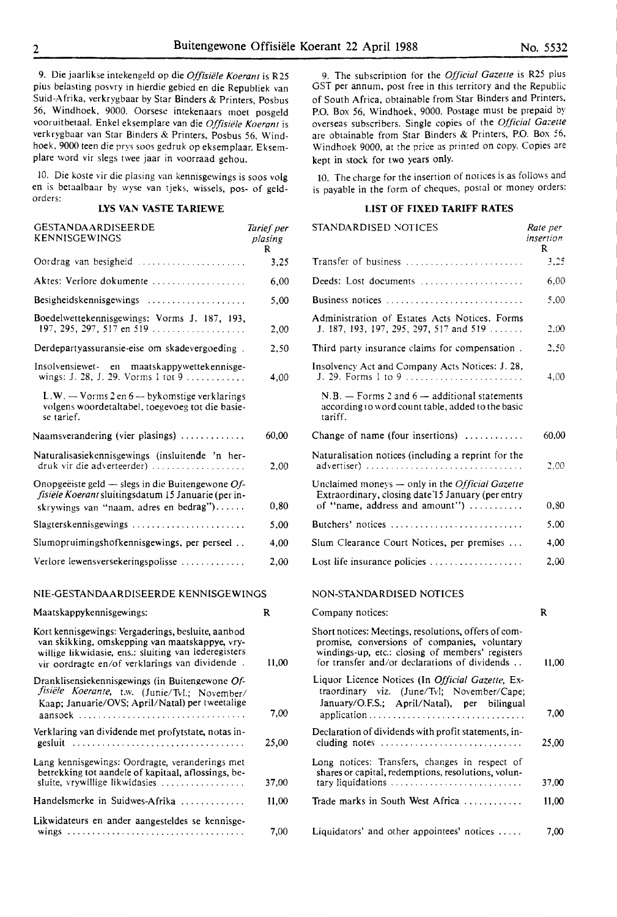9. Die jaarlikse intekengeld op die *Offisiële Koerant* is R25 plus belasting posvry in hierdie gebied en die Republiek van Suid-Afrika, verkrygbaar by Star Binders & Printers, Posbus 56, Windhoek, 9000. Oorsese intekenaars moet posgeld vooruitbetaal. Enkel eksemplare van die *Offisiële Koerant* is verkrygbaar van Star Binders & Printers, Posbus 56, Windhoek, 9000 teen die prys soos gedruk op eksemplaar. Eksemplare word vir slegs twee jaar in voorraad gehou.

10. Die koste vir die plasing van kennisgewings is soos volg en is betaalbaar by wyse van tjeks, wissels, pos- of geldorders:

### LYS VAN VASTE TARIEWE

| GESTANDAARDISEERDE KENNISGEWINGS | Tarief per plasing R |
|---|---|
| Oordrag van besigheid | 3,25 |
| Aktes: Verlore dokumente | 6,00 |
| Besigheidskennisgewings | 5,00 |
| Boedelwettekennisgewings: Vorms J. 187, 193, 197, 295, 297, 517 en 519 | 2,00 |
| Derdepartyassuransie-eise om skadevergoeding | 2,50 |
| Insolvensiewet- en maatskappywettekennisgewings: J. 28, J. 29. Vorms 1 tot 9 | 4,00 |
| L.W. — Vorms 2 en 6 — bykomstige verklarings volgens woordetaltabel, toegevoeg tot die basiese tarief. | |
| Naamsverandering (vier plasings) | 60,00 |
| Naturalisasiekennisgewings (insluitende 'n herdruk vir die adverteerder) | 2,00 |
| Onopgeëiste geld — slegs in die Buitengewone *Offisiële Koerant* sluitingsdatum 15 Januarie (per inskrywings van "naam, adres en bedrag") | 0,80 |
| Slagterskennisgewings | 5,00 |
| Slumopruimingshofkennisgewings, per perseel | 4,00 |
| Verlore lewensversekeringspolisse | 2,00 |

### NIE-GESTANDAARDISEERDE KENNISGEWINGS

| Maatskappykennisgewings: | R |
|---|---|
| Kort kennisgewings: Vergaderings, besluite, aanbod van skikking, omskepping van maatskappye, vrywillige likwidasie, ens.: sluiting van lederegisters vir oordragte en/of verklarings van dividende | 11,00 |
| Dranklisensiekennisgewings (in Buitengewone *Offisiële Koerante*, t.w. (Junie/Tvl.; November/Kaap; Januarie/OVS; April/Natal) per tweetalige aansoek | 7,00 |
| Verklaring van dividende met profytstate, notas ingesluit | 25,00 |
| Lang kennisgewings: Oordragte, veranderings met betrekking tot aandele of kapitaal, aflossings, besluite, vrywillige likwidasies | 37,00 |
| Handelsmerke in Suidwes-Afrika | 11,00 |
| Likwidateurs en ander aangesteldes se kennisgewings | 7,00 |

9. The subscription for the *Official Gazette* is R25 plus GST per annum, post free in this territory and the Republic of South Africa, obtainable from Star Binders and Printers, P.O. Box 56, Windhoek, 9000. Postage must be prepaid by overseas subscribers. Single copies of the *Official Gazette* are obtainable from Star Binders & Printers, P.O. Box 56, Windhoek 9000, at the price as printed on copy. Copies are kept in stock for two years only.

10. The charge for the insertion of notices is as follows and is payable in the form of cheques, postal or money orders:

### LIST OF FIXED TARIFF RATES

| STANDARDISED NOTICES | Rate per insertion R |
|---|---|
| Transfer of business | 3,25 |
| Deeds: Lost documents | 6,00 |
| Business notices | 5,00 |
| Administration of Estates Acts Notices, Forms J. 187, 193, 197, 295, 297, 517 and 519 | 2,00 |
| Third party insurance claims for compensation | 2,50 |
| Insolvency Act and Company Acts Notices: J. 28, J. 29. Forms 1 to 9 | 4,00 |
| N.B. — Forms 2 and 6 — additional statements according to word count table, added to the basic tariff. | |
| Change of name (four insertions) | 60,00 |
| Naturalisation notices (including a reprint for the advertiser) | 2,00 |
| Unclaimed moneys — only in the *Official Gazette* Extraordinary, closing date 15 January (per entry of "name, address and amount") | 0,80 |
| Butchers' notices | 5,00 |
| Slum Clearance Court Notices, per premises | 4,00 |
| Lost life insurance policies | 2,00 |

### NON-STANDARDISED NOTICES

| Company notices: | R |
|---|---|
| Short notices: Meetings, resolutions, offers of compromise, conversions of companies, voluntary windings-up, etc.: closing of members' registers for transfer and/or declarations of dividends | 11,00 |
| Liquor Licence Notices (In *Official Gazette*, Extraordinary viz. (June/Tvl; November/Cape; January/O.F.S.; April/Natal), per bilingual application | 7,00 |
| Declaration of dividends with profit statements, including notes | 25,00 |
| Long notices: Transfers, changes in respect of shares or capital, redemptions, resolutions, voluntary liquidations | 37,00 |
| Trade marks in South West Africa | 11,00 |
| Liquidators' and other appointees' notices | 7,00 |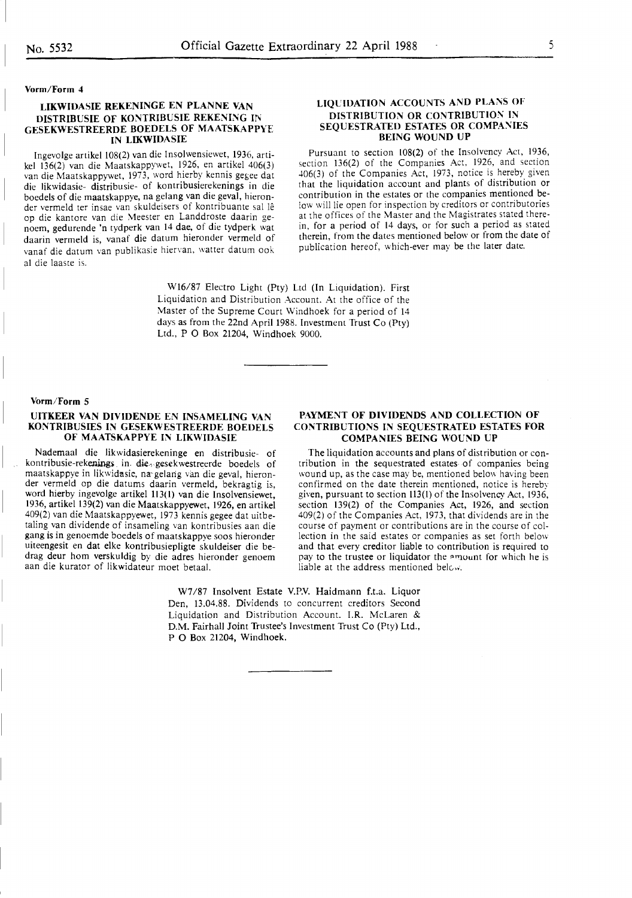**Vorm/Form 4**

## LIKWIDASIE REKENINGE EN PLANNE VAN DISTRIBUSIE OF KONTRIBUSIE REKENING IN GESEKWESTREERDE BOEDELS OF MAATSKAPPYE IN LIKWIDASIE

Ingevolge artikel 108(2) van die Insolwensiewet, 1936, artikel 136(2) van die Maatskappywet, 1926, en artikel 406(3) van die Maatskappywet, 1973, word hierby kennis gegee dat die likwidasie- distribusie- of kontribusierekenings in die boedels of die maatskappye, na gelang van die geval, hieronder vermeld ter insae van skuldeisers of kontribuante sal lê op die kantore van die Meester en Landdroste daarin genoem, gedurende 'n tydperk van 14 dae, of die tydperk wat daarin vermeld is, vanaf die datum hieronder vermeld of vanaf die datum van publikasie hiervan, watter datum ook al die laaste is.

## LIQUIDATION ACCOUNTS AND PLANS OF DISTRIBUTION OR CONTRIBUTION IN SEQUESTRATED ESTATES OR COMPANIES BEING WOUND UP

Pursuant to section 108(2) of the Insolvency Act, 1936, section 136(2) of the Companies Act, 1926, and section 406(3) of the Companies Act, 1973, notice is hereby given that the liquidation account and plants of distribution or contribution in the estates or the companies mentioned below will lie open for inspection by creditors or contributories at the offices of the Master and the Magistrates stated therein, for a period of 14 days, or for such a period as stated therein, from the dates mentioned below or from the date of publication hereof, which-ever may be the later date.

W16/87 Electro Light (Pty) Ltd (In Liquidation). First Liquidation and Distribution Account. At the office of the Master of the Supreme Court Windhoek for a period of 14 days as from the 22nd April 1988. Investment Trust Co (Pty) Ltd., P O Box 21204, Windhoek 9000.

---

**Vorm/Form 5**

## UITKEER VAN DIVIDENDE EN INSAMELING VAN KONTRIBUSIES IN GESEKWESTREERDE BOEDELS OF MAATSKAPPYE IN LIKWIDASIE

Nademaal die likwidasierekeninge en distribusie- of kontribusie-rekenings in die gesekwestreerde boedels of maatskappye in likwidasie, na gelang van die geval, hieronder vermeld op die datums daarin vermeld, bekragtig is, word hierby ingevolge artikel 113(1) van die Insolvensiewet, 1936, artikel 139(2) van die Maatskappyewet, 1926, en artikel 409(2) van die Maatskappyewet, 1973 kennis gegee dat uitbetaling van dividende of insameling van kontribusies aan die gang is in genoemde boedels of maatskappye soos hieronder uiteengesit en dat elke kontribusiepligte skuldeiser die bedrag deur hom verskuldig by die adres hieronder genoem aan die kurator of likwidateur moet betaal.

## PAYMENT OF DIVIDENDS AND COLLECTION OF CONTRIBUTIONS IN SEQUESTRATED ESTATES FOR COMPANIES BEING WOUND UP

The liquidation accounts and plans of distribution or contribution in the sequestrated estates of companies being wound up, as the case may be, mentioned below having been confirmed on the date therein mentioned, notice is hereby given, pursuant to section 113(1) of the Insolvency Act, 1936, section 139(2) of the Companies Act, 1926, and section 409(2) of the Companies Act, 1973, that dividends are in the course of payment or contributions are in the course of collection in the said estates or companies as set forth below and that every creditor liable to contribution is required to pay to the trustee or liquidator the amount for which he is liable at the address mentioned below.

W7/87 Insolvent Estate V.P.V. Haidmann f.t.a. Liquor Den, 13.04.88. Dividends to concurrent creditors Second Liquidation and Distribution Account. I.R. McLaren & D.M. Fairhall Joint Trustee's Investment Trust Co (Pty) Ltd., P O Box 21204, Windhoek.

---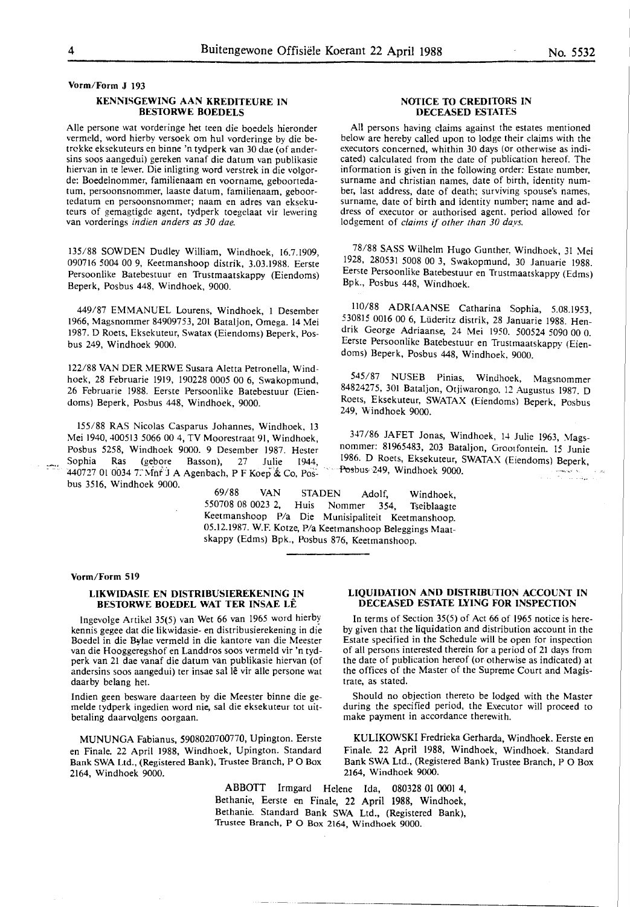**Vorm/Form J 193**

## KENNISGEWING AAN KREDITEURE IN BESTORWE BOEDELS

Alle persone wat vorderinge het teen die boedels hieronder vermeld, word hierby versoek om hul vorderinge by die betrokke eksekuteurs en binne 'n tydperk van 30 dae (of andersins soos aangedui) gereken vanaf die datum van publikasie hiervan in te lewer. Die inligting word verstrek in die volgorde: Boedelnommer, familienaam en voorname, geboortedatum, persoonsnommer, laaste datum, familienaam, geboortedatum en persoonsnommer; naam en adres van eksekuteurs of gemagtigde agent, tydperk toegelaat vir lewering van vorderings *indien anders as 30 dae.*

## NOTICE TO CREDITORS IN DECEASED ESTATES

All persons having claims against the estates mentioned below are hereby called upon to lodge their claims with the executors concerned, whithin 30 days (or otherwise as indicated) calculated from the date of publication hereof. The information is given in the following order: Estate number, surname and christian names, date of birth, identity number, last address, date of death; surviving spouse's names, surname, date of birth and identity number; name and address of executor or authorised agent, period allowed for lodgement of *claims if other than 30 days.*

135/88 SOWDEN Dudley William, Windhoek, 16.7.1909, 090716 5004 00 9, Keetmanshoop distrik, 3.03.1988. Eerste Persoonlike Batebestuur en Trustmaatskappy (Eiendoms) Beperk, Posbus 448, Windhoek, 9000.

449/87 EMMANUEL Lourens, Windhoek, 1 Desember 1966, Magsnommer 84909753, 201 Bataljon, Omega. 14 Mei 1987. D Roets, Eksekuteur, Swatax (Eiendoms) Beperk, Posbus 249, Windhoek 9000.

122/88 VAN DER MERWE Susara Aletta Petronella, Windhoek, 28 Februarie 1919, 190228 0005 00 6, Swakopmund, 26 Februarie 1988. Eerste Persoonlike Batebestuur (Eiendoms) Beperk, Posbus 448, Windhoek, 9000.

155/88 RAS Nicolas Casparus Johannes, Windhoek, 13 Mei 1940, 400513 5066 00 4, TV Moorestraat 91, Windhoek, Posbus 5258, Windhoek 9000. 9 Desember 1987. Hester Sophia Ras (gebore Basson), 27 Julie 1944, 440727 01 0034 7. Mnr J A Agenbach, P F Koep & Co, Posbus 3516, Windhoek 9000.

78/88 SASS Wilhelm Hugo Gunther, Windhoek, 31 Mei 1928, 280531 5008 00 3, Swakopmund, 30 Januarie 1988. Eerste Persoonlike Batebestuur en Trustmaatskappy (Edms) Bpk., Posbus 448, Windhoek.

110/88 ADRIAANSE Catharina Sophia, 5.08.1953, 530815 0016 00 6, Lüderitz distrik, 28 Januarie 1988. Hendrik George Adriaanse, 24 Mei 1950. 500524 5090 00 0. Eerste Persoonlike Batebestuur en Trustmaatskappy (Eiendoms) Beperk, Posbus 448, Windhoek, 9000.

545/87 NUSEB Pinias, Windhoek, Magsnommer 84824275, 301 Bataljon, Otjiwarongo. 12 Augustus 1987. D Roets, Eksekuteur, SWATAX (Eiendoms) Beperk, Posbus 249, Windhoek 9000.

347/86 JAFET Jonas, Windhoek, 14 Julie 1963, Magsnommer: 81965483, 203 Bataljon, Grootfontein. 15 Junie 1986. D Roets, Eksekuteur, SWATAX (Eiendoms) Beperk, Posbus 249, Windhoek 9000.

69/88 VAN STADEN Adolf, Windhoek, 550708 08 0023 2, Huis Nommer 354, Tseiblaagte Keetmanshoop P/a Die Munisipaliteit Keetmanshoop. 05.12.1987. W.F. Kotze, P/a Keetmanshoop Beleggings Maatskappy (Edms) Bpk., Posbus 876, Keetmanshoop.

**Vorm/Form 519**

## LIKWIDASIE EN DISTRIBUSIEREKENING IN BESTORWE BOEDEL WAT TER INSAE LÊ

Ingevolge Artikel 35(5) van Wet 66 van 1965 word hierby kennis gegee dat die likwidasie- en distribusierekening in die Boedel in die Bylae vermeld in die kantore van die Meester van die Hooggeregshof en Landdros soos vermeld vir 'n tydperk van 21 dae vanaf die datum van publikasie hiervan (of andersins soos aangedui) ter insae sal lê vir alle persone wat daarby belang het.

Indien geen besware daarteen by die Meester binne die gemelde tydperk ingedien word nie, sal die eksekuteur tot uitbetaling daarvolgens oorgaan.

## LIQUIDATION AND DISTRIBUTION ACCOUNT IN DECEASED ESTATE LYING FOR INSPECTION

In terms of Section 35(5) of Act 66 of 1965 notice is hereby given that the liquidation and distribution account in the Estate specified in the Schedule will be open for inspection of all persons interested therein for a period of 21 days from the date of publication hereof (or otherwise as indicated) at the offices of the Master of the Supreme Court and Magistrate, as stated.

Should no objection thereto be lodged with the Master during the specified period, the Executor will proceed to make payment in accordance therewith.

MUNUNGA Fabianus, 5908020700770, Upington. Eerste en Finale. 22 April 1988, Windhoek, Upington. Standard Bank SWA Ltd., (Registered Bank), Trustee Branch, P O Box 2164, Windhoek 9000.

KULIKOWSKI Fredrieka Gerharda, Windhoek. Eerste en Finale. 22 April 1988, Windhoek, Windhoek. Standard Bank SWA Ltd., (Registered Bank) Trustee Branch, P O Box 2164, Windhoek 9000.

ABBOTT Irmgard Helene Ida, 080328 01 0001 4, Bethanie, Eerste en Finale, 22 April 1988, Windhoek, Bethanie. Standard Bank SWA Ltd., (Registered Bank), Trustee Branch, P O Box 2164, Windhoek 9000.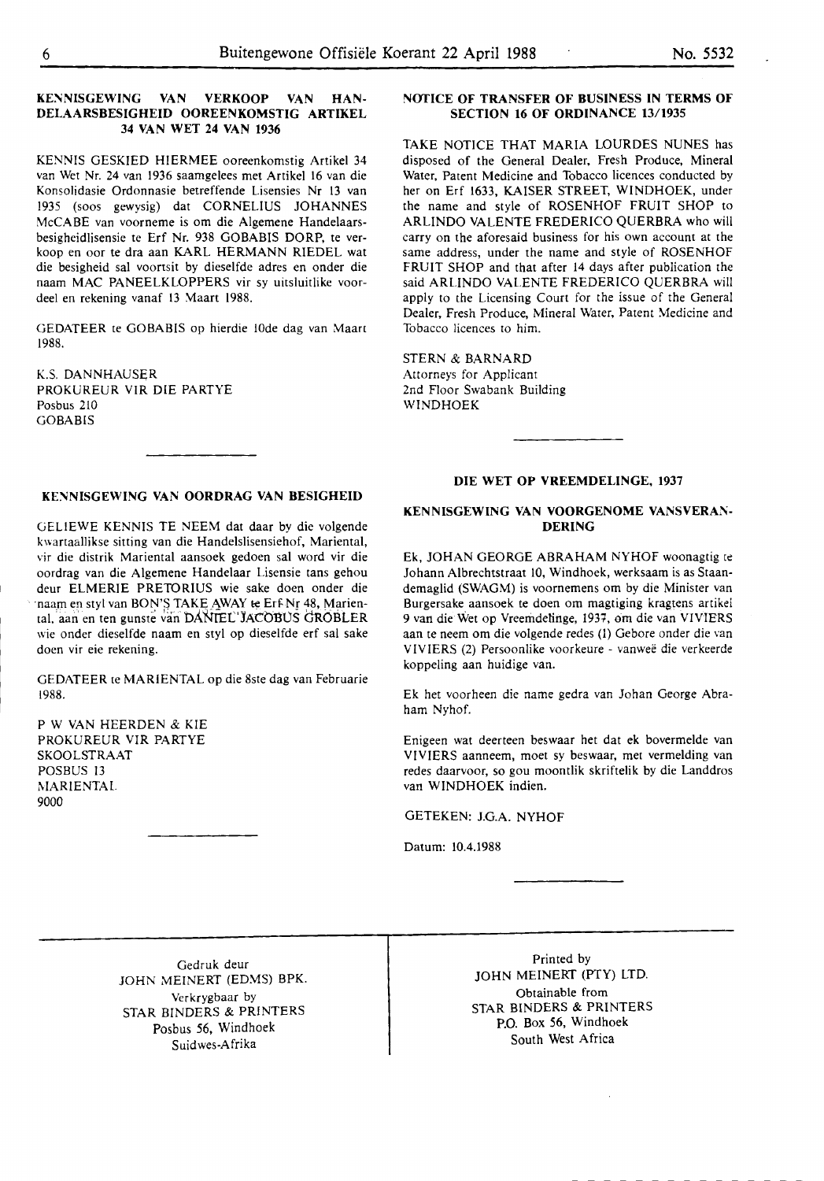### KENNISGEWING VAN VERKOOP VAN HANDELAARSBESIGHEID OOREENKOMSTIG ARTIKEL 34 VAN WET 24 VAN 1936

KENNIS GESKIED HIERMEE ooreenkomstig Artikel 34 van Wet Nr. 24 van 1936 saamgelees met Artikel 16 van die Konsolidasie Ordonnasie betreffende Lisensies Nr 13 van 1935 (soos gewysig) dat CORNELIUS JOHANNES McCABE van voorneme is om die Algemene Handelaarsbesigheidlisensie te Erf Nr. 938 GOBABIS DORP, te verkoop en oor te dra aan KARL HERMANN RIEDEL wat die besigheid sal voortsit by dieselfde adres en onder die naam MAC PANEELKLOPPERS vir sy uitsluitlike voordeel en rekening vanaf 13 Maart 1988.

GEDATEER te GOBABIS op hierdie 10de dag van Maart 1988.

K.S. DANNHAUSER
PROKUREUR VIR DIE PARTYE
Posbus 210
GOBABIS

### KENNISGEWING VAN OORDRAG VAN BESIGHEID

GELIEWE KENNIS TE NEEM dat daar by die volgende kwartaallikse sitting van die Handelslisensiehof, Mariental, vir die distrik Mariental aansoek gedoen sal word vir die oordrag van die Algemene Handelaar Lisensie tans gehou deur ELMERIE PRETORIUS wie sake doen onder die naam en styl van BON'S TAKE AWAY te Erf Nr 48, Mariental, aan en ten gunste van DANIEL JACOBUS GROBLER wie onder dieselfde naam en styl op dieselfde erf sal sake doen vir eie rekening.

GEDATEER te MARIENTAL op die 8ste dag van Februarie 1988.

P W VAN HEERDEN & KIE
PROKUREUR VIR PARTYE
SKOOLSTRAAT
POSBUS 13
MARIENTAL
9000

### NOTICE OF TRANSFER OF BUSINESS IN TERMS OF SECTION 16 OF ORDINANCE 13/1935

TAKE NOTICE THAT MARIA LOURDES NUNES has disposed of the General Dealer, Fresh Produce, Mineral Water, Patent Medicine and Tobacco licences conducted by her on Erf 1633, KAISER STREET, WINDHOEK, under the name and style of ROSENHOF FRUIT SHOP to ARLINDO VALENTE FREDERICO QUERBRA who will carry on the aforesaid business for his own account at the same address, under the name and style of ROSENHOF FRUIT SHOP and that after 14 days after publication the said ARLINDO VALENTE FREDERICO QUERBRA will apply to the Licensing Court for the issue of the General Dealer, Fresh Produce, Mineral Water, Patent Medicine and Tobacco licences to him.

STERN & BARNARD
Attorneys for Applicant
2nd Floor Swabank Building
WINDHOEK

### DIE WET OP VREEMDELINGE, 1937

### KENNISGEWING VAN VOORGENOME VANSVERANDERING

Ek, JOHAN GEORGE ABRAHAM NYHOF woonagtig te Johann Albrechtstraat 10, Windhoek, werksaam is as Staandemaglid (SWAGM) is voornemens om by die Minister van Burgersake aansoek te doen om magtiging kragtens artikel 9 van die Wet op Vreemdelinge, 1937, om die van VIVIERS aan te neem om die volgende redes (1) Gebore onder die van VIVIERS (2) Persoonlike voorkeure - vanweë die verkeerde koppeling aan huidige van.

Ek het voorheen die name gedra van Johan George Abraham Nyhof.

Enigeen wat deerteen beswaar het dat ek bovermelde van VIVIERS aanneem, moet sy beswaar, met vermelding van redes daarvoor, so gou moontlik skriftelik by die Landdros van WINDHOEK indien.

GETEKEN: J.G.A. NYHOF

Datum: 10.4.1988

---

Gedruk deur
JOHN MEINERT (EDMS) BPK.
Verkrygbaar by
STAR BINDERS & PRINTERS
Posbus 56, Windhoek
Suidwes-Afrika

Printed by
JOHN MEINERT (PTY) LTD.
Obtainable from
STAR BINDERS & PRINTERS
P.O. Box 56, Windhoek
South West Africa